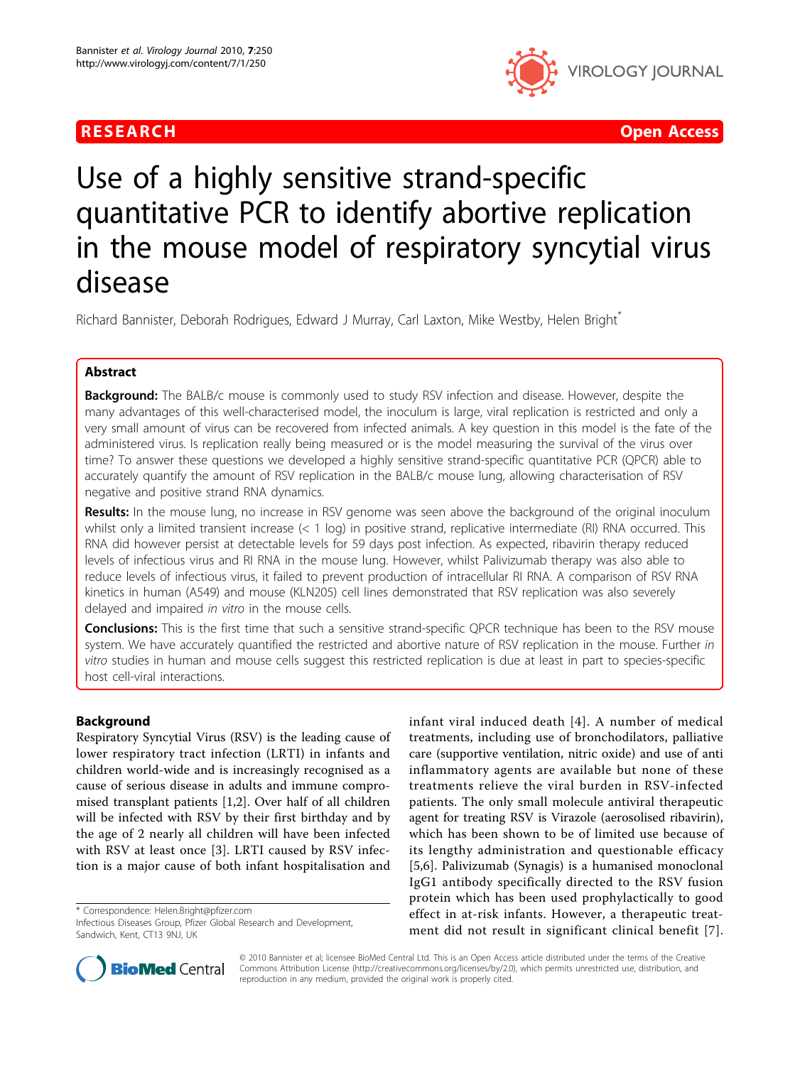RESEARCH Open Access

# Use of a highly sensitive strand-specific quantitative PCR to identify abortive replication in the mouse model of respiratory syncytial virus disease

Richard Bannister, Deborah Rodrigues, Edward J Murray, Carl Laxton, Mike Westby, Helen Bright*

## Abstract

**Background:** The BALB/c mouse is commonly used to study RSV infection and disease. However, despite the many advantages of this well-characterised model, the inoculum is large, viral replication is restricted and only a very small amount of virus can be recovered from infected animals. A key question in this model is the fate of the administered virus. Is replication really being measured or is the model measuring the survival of the virus over time? To answer these questions we developed a highly sensitive strand-specific quantitative PCR (QPCR) able to accurately quantify the amount of RSV replication in the BALB/c mouse lung, allowing characterisation of RSV negative and positive strand RNA dynamics.

**Results:** In the mouse lung, no increase in RSV genome was seen above the background of the original inoculum whilst only a limited transient increase (< 1 log) in positive strand, replicative intermediate (RI) RNA occurred. This RNA did however persist at detectable levels for 59 days post infection. As expected, ribavirin therapy reduced levels of infectious virus and RI RNA in the mouse lung. However, whilst Palivizumab therapy was also able to reduce levels of infectious virus, it failed to prevent production of intracellular RI RNA. A comparison of RSV RNA kinetics in human (A549) and mouse (KLN205) cell lines demonstrated that RSV replication was also severely delayed and impaired *in vitro* in the mouse cells.

**Conclusions:** This is the first time that such a sensitive strand-specific QPCR technique has been to the RSV mouse system. We have accurately quantified the restricted and abortive nature of RSV replication in the mouse. Further *in vitro* studies in human and mouse cells suggest this restricted replication is due at least in part to species-specific host cell-viral interactions.

## Background

Respiratory Syncytial Virus (RSV) is the leading cause of lower respiratory tract infection (LRTI) in infants and children world-wide and is increasingly recognised as a cause of serious disease in adults and immune compromised transplant patients [1,2]. Over half of all children will be infected with RSV by their first birthday and by the age of 2 nearly all children will have been infected with RSV at least once [3]. LRTI caused by RSV infection is a major cause of both infant hospitalisation and infant viral induced death [4]. A number of medical treatments, including use of bronchodilators, palliative care (supportive ventilation, nitric oxide) and use of anti inflammatory agents are available but none of these treatments relieve the viral burden in RSV-infected patients. The only small molecule antiviral therapeutic agent for treating RSV is Virazole (aerosolised ribavirin), which has been shown to be of limited use because of its lengthy administration and questionable efficacy [5,6]. Palivizumab (Synagis) is a humanised monoclonal IgG1 antibody specifically directed to the RSV fusion protein which has been used prophylactically to good effect in at-risk infants. However, a therapeutic treatment did not result in significant clinical benefit [7].

\* Correspondence: Helen.Bright@pfizer.com
Infectious Diseases Group, Pfizer Global Research and Development, Sandwich, Kent, CT13 9NJ, UK

© 2010 Bannister et al; licensee BioMed Central Ltd. This is an Open Access article distributed under the terms of the Creative Commons Attribution License (http://creativecommons.org/licenses/by/2.0), which permits unrestricted use, distribution, and reproduction in any medium, provided the original work is properly cited.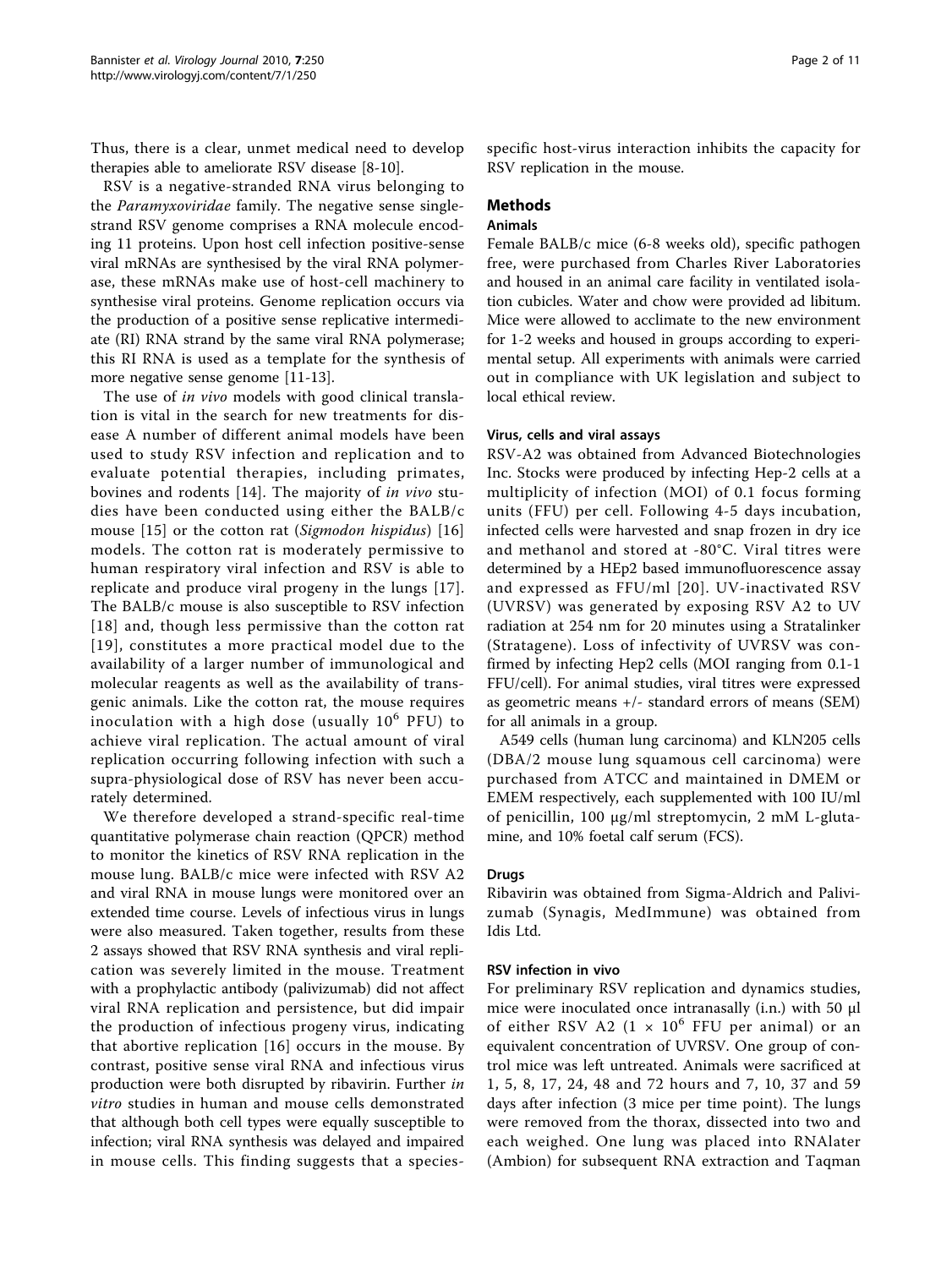Thus, there is a clear, unmet medical need to develop therapies able to ameliorate RSV disease [8-10].

RSV is a negative-stranded RNA virus belonging to the *Paramyxoviridae* family. The negative sense single-strand RSV genome comprises a RNA molecule encoding 11 proteins. Upon host cell infection positive-sense viral mRNAs are synthesised by the viral RNA polymerase, these mRNAs make use of host-cell machinery to synthesise viral proteins. Genome replication occurs via the production of a positive sense replicative intermediate (RI) RNA strand by the same viral RNA polymerase; this RI RNA is used as a template for the synthesis of more negative sense genome [11-13].

The use of *in vivo* models with good clinical translation is vital in the search for new treatments for disease A number of different animal models have been used to study RSV infection and replication and to evaluate potential therapies, including primates, bovines and rodents [14]. The majority of *in vivo* studies have been conducted using either the BALB/c mouse [15] or the cotton rat (*Sigmodon hispidus*) [16] models. The cotton rat is moderately permissive to human respiratory viral infection and RSV is able to replicate and produce viral progeny in the lungs [17]. The BALB/c mouse is also susceptible to RSV infection [18] and, though less permissive than the cotton rat [19], constitutes a more practical model due to the availability of a larger number of immunological and molecular reagents as well as the availability of transgenic animals. Like the cotton rat, the mouse requires inoculation with a high dose (usually $10^6$ PFU) to achieve viral replication. The actual amount of viral replication occurring following infection with such a supra-physiological dose of RSV has never been accurately determined.

We therefore developed a strand-specific real-time quantitative polymerase chain reaction (QPCR) method to monitor the kinetics of RSV RNA replication in the mouse lung. BALB/c mice were infected with RSV A2 and viral RNA in mouse lungs were monitored over an extended time course. Levels of infectious virus in lungs were also measured. Taken together, results from these 2 assays showed that RSV RNA synthesis and viral replication was severely limited in the mouse. Treatment with a prophylactic antibody (palivizumab) did not affect viral RNA replication and persistence, but did impair the production of infectious progeny virus, indicating that abortive replication [16] occurs in the mouse. By contrast, positive sense viral RNA and infectious virus production were both disrupted by ribavirin. Further *in vitro* studies in human and mouse cells demonstrated that although both cell types were equally susceptible to infection; viral RNA synthesis was delayed and impaired in mouse cells. This finding suggests that a species-specific host-virus interaction inhibits the capacity for RSV replication in the mouse.

## Methods

### Animals

Female BALB/c mice (6-8 weeks old), specific pathogen free, were purchased from Charles River Laboratories and housed in an animal care facility in ventilated isolation cubicles. Water and chow were provided ad libitum. Mice were allowed to acclimate to the new environment for 1-2 weeks and housed in groups according to experimental setup. All experiments with animals were carried out in compliance with UK legislation and subject to local ethical review.

### Virus, cells and viral assays

RSV-A2 was obtained from Advanced Biotechnologies Inc. Stocks were produced by infecting Hep-2 cells at a multiplicity of infection (MOI) of 0.1 focus forming units (FFU) per cell. Following 4-5 days incubation, infected cells were harvested and snap frozen in dry ice and methanol and stored at -80°C. Viral titres were determined by a HEp2 based immunofluorescence assay and expressed as FFU/ml [20]. UV-inactivated RSV (UVRSV) was generated by exposing RSV A2 to UV radiation at 254 nm for 20 minutes using a Stratalinker (Stratagene). Loss of infectivity of UVRSV was confirmed by infecting Hep2 cells (MOI ranging from 0.1-1 FFU/cell). For animal studies, viral titres were expressed as geometric means +/- standard errors of means (SEM) for all animals in a group.

A549 cells (human lung carcinoma) and KLN205 cells (DBA/2 mouse lung squamous cell carcinoma) were purchased from ATCC and maintained in DMEM or EMEM respectively, each supplemented with 100 IU/ml of penicillin, 100 μg/ml streptomycin, 2 mM L-glutamine, and 10% foetal calf serum (FCS).

### Drugs

Ribavirin was obtained from Sigma-Aldrich and Palivizumab (Synagis, MedImmune) was obtained from Idis Ltd.

### RSV infection in vivo

For preliminary RSV replication and dynamics studies, mice were inoculated once intranasally (i.n.) with 50 μl of either RSV A2 ($1 \times 10^6$ FFU per animal) or an equivalent concentration of UVRSV. One group of control mice was left untreated. Animals were sacrificed at 1, 5, 8, 17, 24, 48 and 72 hours and 7, 10, 37 and 59 days after infection (3 mice per time point). The lungs were removed from the thorax, dissected into two and each weighed. One lung was placed into RNAlater (Ambion) for subsequent RNA extraction and Taqman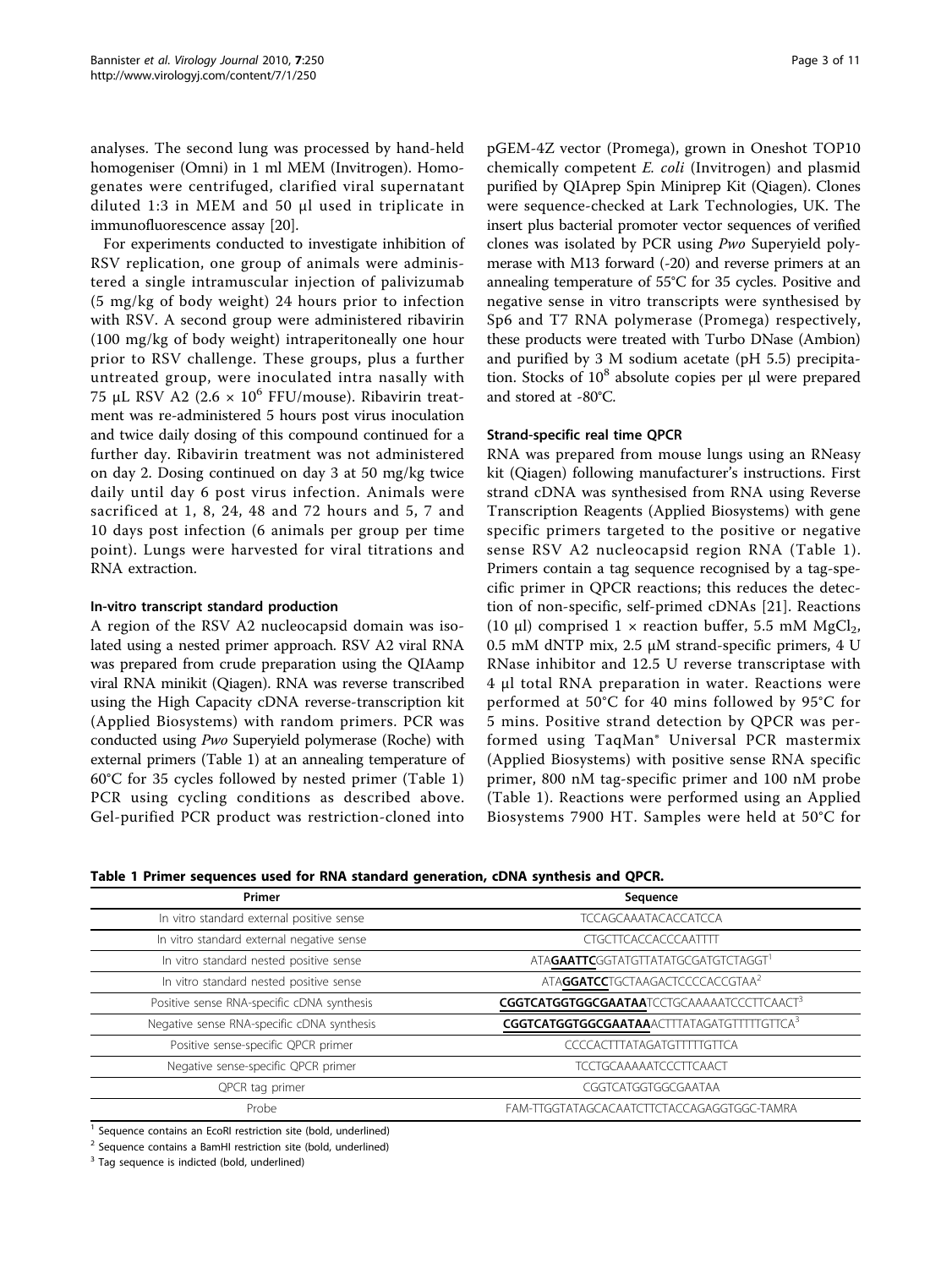analyses. The second lung was processed by hand-held homogeniser (Omni) in 1 ml MEM (Invitrogen). Homogenates were centrifuged, clarified viral supernatant diluted 1:3 in MEM and 50 μl used in triplicate in immunofluorescence assay [20].

For experiments conducted to investigate inhibition of RSV replication, one group of animals were administered a single intramuscular injection of palivizumab (5 mg/kg of body weight) 24 hours prior to infection with RSV. A second group were administered ribavirin (100 mg/kg of body weight) intraperitoneally one hour prior to RSV challenge. These groups, plus a further untreated group, were inoculated intra nasally with 75 μL RSV A2 ($2.6 \times 10^6$ FFU/mouse). Ribavirin treatment was re-administered 5 hours post virus inoculation and twice daily dosing of this compound continued for a further day. Ribavirin treatment was not administered on day 2. Dosing continued on day 3 at 50 mg/kg twice daily until day 6 post virus infection. Animals were sacrificed at 1, 8, 24, 48 and 72 hours and 5, 7 and 10 days post infection (6 animals per group per time point). Lungs were harvested for viral titrations and RNA extraction.

### In-vitro transcript standard production

A region of the RSV A2 nucleocapsid domain was isolated using a nested primer approach. RSV A2 viral RNA was prepared from crude preparation using the QIAamp viral RNA minikit (Qiagen). RNA was reverse transcribed using the High Capacity cDNA reverse-transcription kit (Applied Biosystems) with random primers. PCR was conducted using *Pwo* Superyield polymerase (Roche) with external primers (Table 1) at an annealing temperature of 60°C for 35 cycles followed by nested primer (Table 1) PCR using cycling conditions as described above. Gel-purified PCR product was restriction-cloned into pGEM-4Z vector (Promega), grown in Oneshot TOP10 chemically competent *E. coli* (Invitrogen) and plasmid purified by QIAprep Spin Miniprep Kit (Qiagen). Clones were sequence-checked at Lark Technologies, UK. The insert plus bacterial promoter vector sequences of verified clones was isolated by PCR using *Pwo* Superyield polymerase with M13 forward (-20) and reverse primers at an annealing temperature of 55°C for 35 cycles. Positive and negative sense in vitro transcripts were synthesised by Sp6 and T7 RNA polymerase (Promega) respectively, these products were treated with Turbo DNase (Ambion) and purified by 3 M sodium acetate (pH 5.5) precipitation. Stocks of $10^8$ absolute copies per μl were prepared and stored at -80°C.

### Strand-specific real time QPCR

RNA was prepared from mouse lungs using an RNeasy kit (Qiagen) following manufacturer's instructions. First strand cDNA was synthesised from RNA using Reverse Transcription Reagents (Applied Biosystems) with gene specific primers targeted to the positive or negative sense RSV A2 nucleocapsid region RNA (Table 1). Primers contain a tag sequence recognised by a tag-specific primer in QPCR reactions; this reduces the detection of non-specific, self-primed cDNAs [21]. Reactions (10 μl) comprised 1 × reaction buffer, 5.5 mM $MgCl_2$, 0.5 mM dNTP mix, 2.5 μM strand-specific primers, 4 U RNase inhibitor and 12.5 U reverse transcriptase with 4 μl total RNA preparation in water. Reactions were performed at 50°C for 40 mins followed by 95°C for 5 mins. Positive strand detection by QPCR was performed using TaqMan® Universal PCR mastermix (Applied Biosystems) with positive sense RNA specific primer, 800 nM tag-specific primer and 100 nM probe (Table 1). Reactions were performed using an Applied Biosystems 7900 HT. Samples were held at 50°C for

**Table 1 Primer sequences used for RNA standard generation, cDNA synthesis and QPCR.**

| Primer | Sequence |
|---|---|
| In vitro standard external positive sense | TCCAGCAAATACACCATCCA |
| In vitro standard external negative sense | CTGCTTCACCACCCAATTTT |
| In vitro standard nested positive sense | ATA**GAATTC**GGTATGTTATATGCGATGTCTAGGT[1] |
| In vitro standard nested positive sense | ATA**GGATCC**TGCTAAGACTCCCCACCGTAA[2] |
| Positive sense RNA-specific cDNA synthesis | **CGGTCATGGTGGCGAATAA**TCCTGCAAAAATCCCTTCAACT[3] |
| Negative sense RNA-specific cDNA synthesis | **CGGTCATGGTGGCGAATAA**ACTTTATAGATGTTTTTGTTCA[3] |
| Positive sense-specific QPCR primer | CCCCACTTTATAGATGTTTTTGTTCA |
| Negative sense-specific QPCR primer | TCCTGCAAAAATCCCTTCAACT |
| QPCR tag primer | CGGTCATGGTGGCGAATAA |
| Probe | FAM-TTGGTATAGCACAATCTTCTACCAGAGGTGGC-TAMRA |

[1] Sequence contains an EcoRI restriction site (bold, underlined)

[2] Sequence contains a BamHI restriction site (bold, underlined)

[3] Tag sequence is indicted (bold, underlined)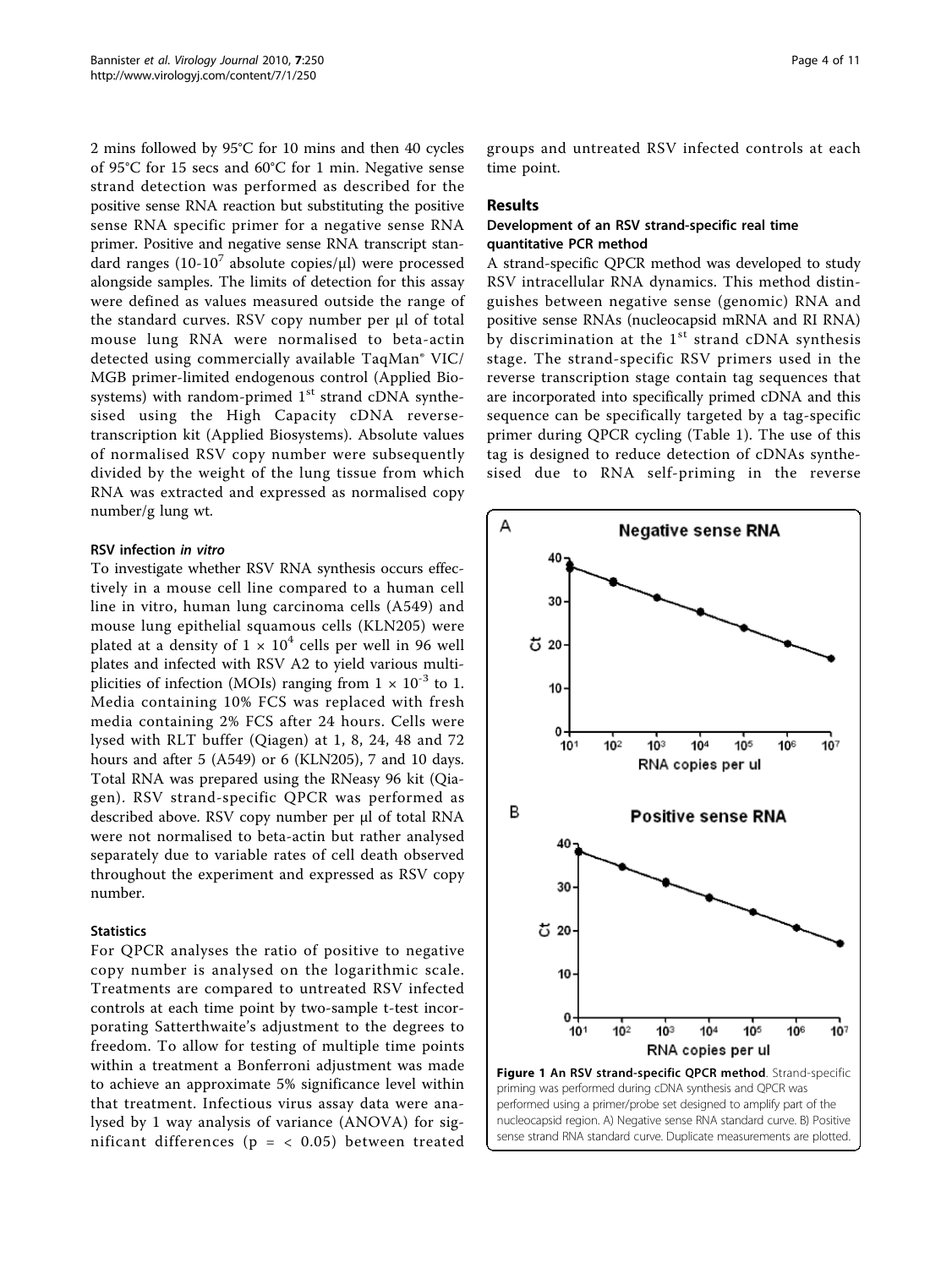2 mins followed by 95°C for 10 mins and then 40 cycles of 95°C for 15 secs and 60°C for 1 min. Negative sense strand detection was performed as described for the positive sense RNA reaction but substituting the positive sense RNA specific primer for a negative sense RNA primer. Positive and negative sense RNA transcript standard ranges (10-$10^7$ absolute copies/μl) were processed alongside samples. The limits of detection for this assay were defined as values measured outside the range of the standard curves. RSV copy number per μl of total mouse lung RNA were normalised to beta-actin detected using commercially available TaqMan® VIC/MGB primer-limited endogenous control (Applied Biosystems) with random-primed 1st strand cDNA synthesised using the High Capacity cDNA reverse-transcription kit (Applied Biosystems). Absolute values of normalised RSV copy number were subsequently divided by the weight of the lung tissue from which RNA was extracted and expressed as normalised copy number/g lung wt.

#### RSV infection *in vitro*

To investigate whether RSV RNA synthesis occurs effectively in a mouse cell line compared to a human cell line in vitro, human lung carcinoma cells (A549) and mouse lung epithelial squamous cells (KLN205) were plated at a density of $1 \times 10^4$ cells per well in 96 well plates and infected with RSV A2 to yield various multiplicities of infection (MOIs) ranging from $1 \times 10^{-3}$ to 1. Media containing 10% FCS was replaced with fresh media containing 2% FCS after 24 hours. Cells were lysed with RLT buffer (Qiagen) at 1, 8, 24, 48 and 72 hours and after 5 (A549) or 6 (KLN205), 7 and 10 days. Total RNA was prepared using the RNeasy 96 kit (Qiagen). RSV strand-specific QPCR was performed as described above. RSV copy number per μl of total RNA were not normalised to beta-actin but rather analysed separately due to variable rates of cell death observed throughout the experiment and expressed as RSV copy number.

#### Statistics

For QPCR analyses the ratio of positive to negative copy number is analysed on the logarithmic scale. Treatments are compared to untreated RSV infected controls at each time point by two-sample t-test incorporating Satterthwaite's adjustment to the degrees to freedom. To allow for testing of multiple time points within a treatment a Bonferroni adjustment was made to achieve an approximate 5% significance level within that treatment. Infectious virus assay data were analysed by 1 way analysis of variance (ANOVA) for significant differences ($p = < 0.05$) between treated groups and untreated RSV infected controls at each time point.

## Results

### Development of an RSV strand-specific real time quantitative PCR method

A strand-specific QPCR method was developed to study RSV intracellular RNA dynamics. This method distinguishes between negative sense (genomic) RNA and positive sense RNAs (nucleocapsid mRNA and RI RNA) by discrimination at the 1st strand cDNA synthesis stage. The strand-specific RSV primers used in the reverse transcription stage contain tag sequences that are incorporated into specifically primed cDNA and this sequence can be specifically targeted by a tag-specific primer during QPCR cycling (Table 1). The use of this tag is designed to reduce detection of cDNAs synthesised due to RNA self-priming in the reverse

**Figure 1 An RSV strand-specific QPCR method**. Strand-specific priming was performed during cDNA synthesis and QPCR was performed using a primer/probe set designed to amplify part of the nucleocapsid region. A) Negative sense RNA standard curve. B) Positive sense strand RNA standard curve. Duplicate measurements are plotted.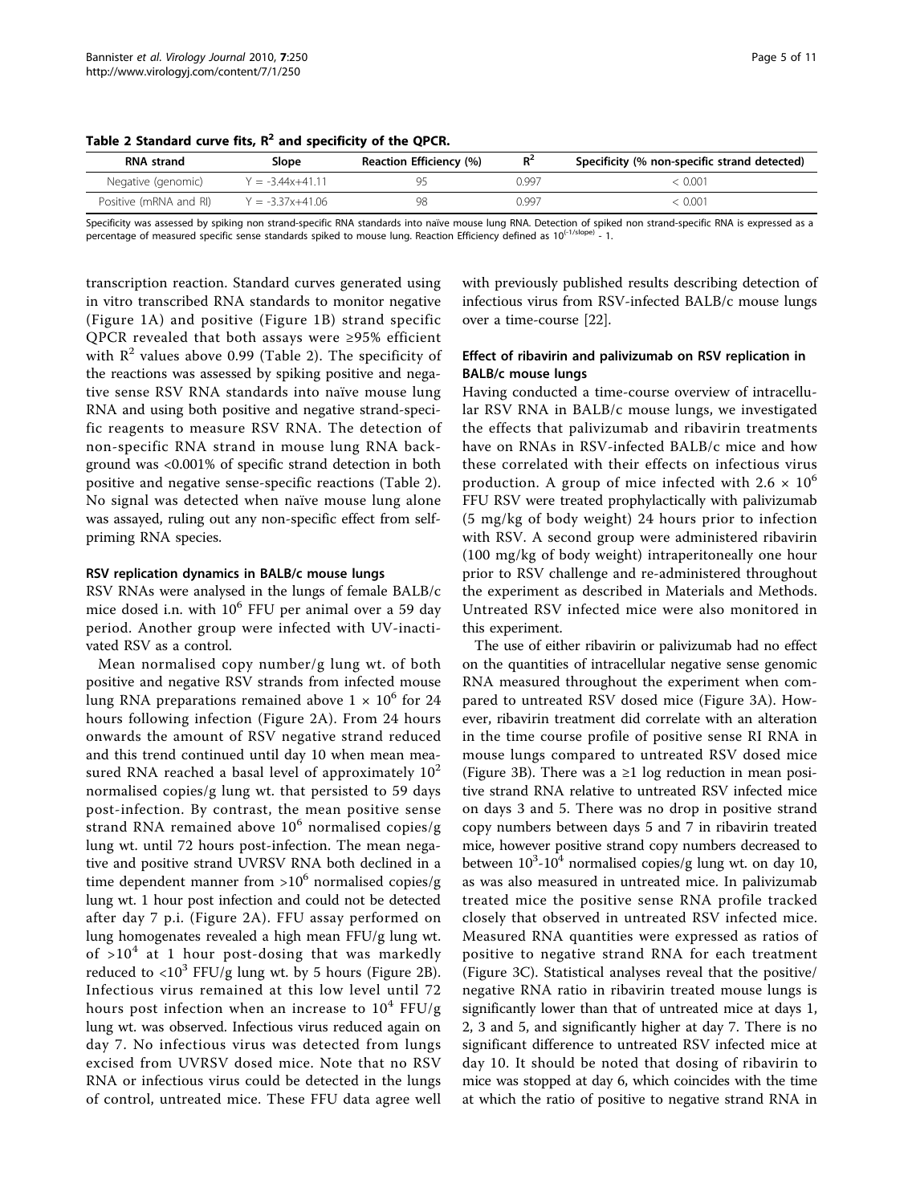**Table 2 Standard curve fits, $R^2$ and specificity of the QPCR.**

| RNA strand | Slope | Reaction Efficiency (%) | $R^2$ | Specificity (% non-specific strand detected) |
|---|---|---|---|---|
| Negative (genomic) | $Y = -3.44x+41.11$ | 95 | 0.997 | < 0.001 |
| Positive (mRNA and RI) | $Y = -3.37x+41.06$ | 98 | 0.997 | < 0.001 |

Specificity was assessed by spiking non strand-specific RNA standards into naïve mouse lung RNA. Detection of spiked non strand-specific RNA is expressed as a percentage of measured specific sense standards spiked to mouse lung. Reaction Efficiency defined as $10^{(-1/slope)} - 1$.

transcription reaction. Standard curves generated using in vitro transcribed RNA standards to monitor negative (Figure 1A) and positive (Figure 1B) strand specific QPCR revealed that both assays were ≥95% efficient with $R^2$ values above 0.99 (Table 2). The specificity of the reactions was assessed by spiking positive and negative sense RSV RNA standards into naïve mouse lung RNA and using both positive and negative strand-specific reagents to measure RSV RNA. The detection of non-specific RNA strand in mouse lung RNA background was <0.001% of specific strand detection in both positive and negative sense-specific reactions (Table 2). No signal was detected when naïve mouse lung alone was assayed, ruling out any non-specific effect from self-priming RNA species.

#### RSV replication dynamics in BALB/c mouse lungs

RSV RNAs were analysed in the lungs of female BALB/c mice dosed i.n. with $10^6$ FFU per animal over a 59 day period. Another group were infected with UV-inactivated RSV as a control.

Mean normalised copy number/g lung wt. of both positive and negative RSV strands from infected mouse lung RNA preparations remained above $1 \times 10^6$ for 24 hours following infection (Figure 2A). From 24 hours onwards the amount of RSV negative strand reduced and this trend continued until day 10 when mean measured RNA reached a basal level of approximately $10^2$ normalised copies/g lung wt. that persisted to 59 days post-infection. By contrast, the mean positive sense strand RNA remained above $10^6$ normalised copies/g lung wt. until 72 hours post-infection. The mean negative and positive strand UVRSV RNA both declined in a time dependent manner from $>10^6$ normalised copies/g lung wt. 1 hour post infection and could not be detected after day 7 p.i. (Figure 2A). FFU assay performed on lung homogenates revealed a high mean FFU/g lung wt. of $>10^4$ at 1 hour post-dosing that was markedly reduced to $<10^3$ FFU/g lung wt. by 5 hours (Figure 2B). Infectious virus remained at this low level until 72 hours post infection when an increase to $10^4$ FFU/g lung wt. was observed. Infectious virus reduced again on day 7. No infectious virus was detected from lungs excised from UVRSV dosed mice. Note that no RSV RNA or infectious virus could be detected in the lungs of control, untreated mice. These FFU data agree well with previously published results describing detection of infectious virus from RSV-infected BALB/c mouse lungs over a time-course [22].

#### Effect of ribavirin and palivizumab on RSV replication in BALB/c mouse lungs

Having conducted a time-course overview of intracellular RSV RNA in BALB/c mouse lungs, we investigated the effects that palivizumab and ribavirin treatments have on RNAs in RSV-infected BALB/c mice and how these correlated with their effects on infectious virus production. A group of mice infected with $2.6 \times 10^6$ FFU RSV were treated prophylactically with palivizumab (5 mg/kg of body weight) 24 hours prior to infection with RSV. A second group were administered ribavirin (100 mg/kg of body weight) intraperitoneally one hour prior to RSV challenge and re-administered throughout the experiment as described in Materials and Methods. Untreated RSV infected mice were also monitored in this experiment.

The use of either ribavirin or palivizumab had no effect on the quantities of intracellular negative sense genomic RNA measured throughout the experiment when compared to untreated RSV dosed mice (Figure 3A). However, ribavirin treatment did correlate with an alteration in the time course profile of positive sense RI RNA in mouse lungs compared to untreated RSV dosed mice (Figure 3B). There was a ≥1 log reduction in mean positive strand RNA relative to untreated RSV infected mice on days 3 and 5. There was no drop in positive strand copy numbers between days 5 and 7 in ribavirin treated mice, however positive strand copy numbers decreased to between $10^3$-$10^4$ normalised copies/g lung wt. on day 10, as was also measured in untreated mice. In palivizumab treated mice the positive sense RNA profile tracked closely that observed in untreated RSV infected mice. Measured RNA quantities were expressed as ratios of positive to negative strand RNA for each treatment (Figure 3C). Statistical analyses reveal that the positive/negative RNA ratio in ribavirin treated mouse lungs is significantly lower than that of untreated mice at days 1, 2, 3 and 5, and significantly higher at day 7. There is no significant difference to untreated RSV infected mice at day 10. It should be noted that dosing of ribavirin to mice was stopped at day 6, which coincides with the time at which the ratio of positive to negative strand RNA in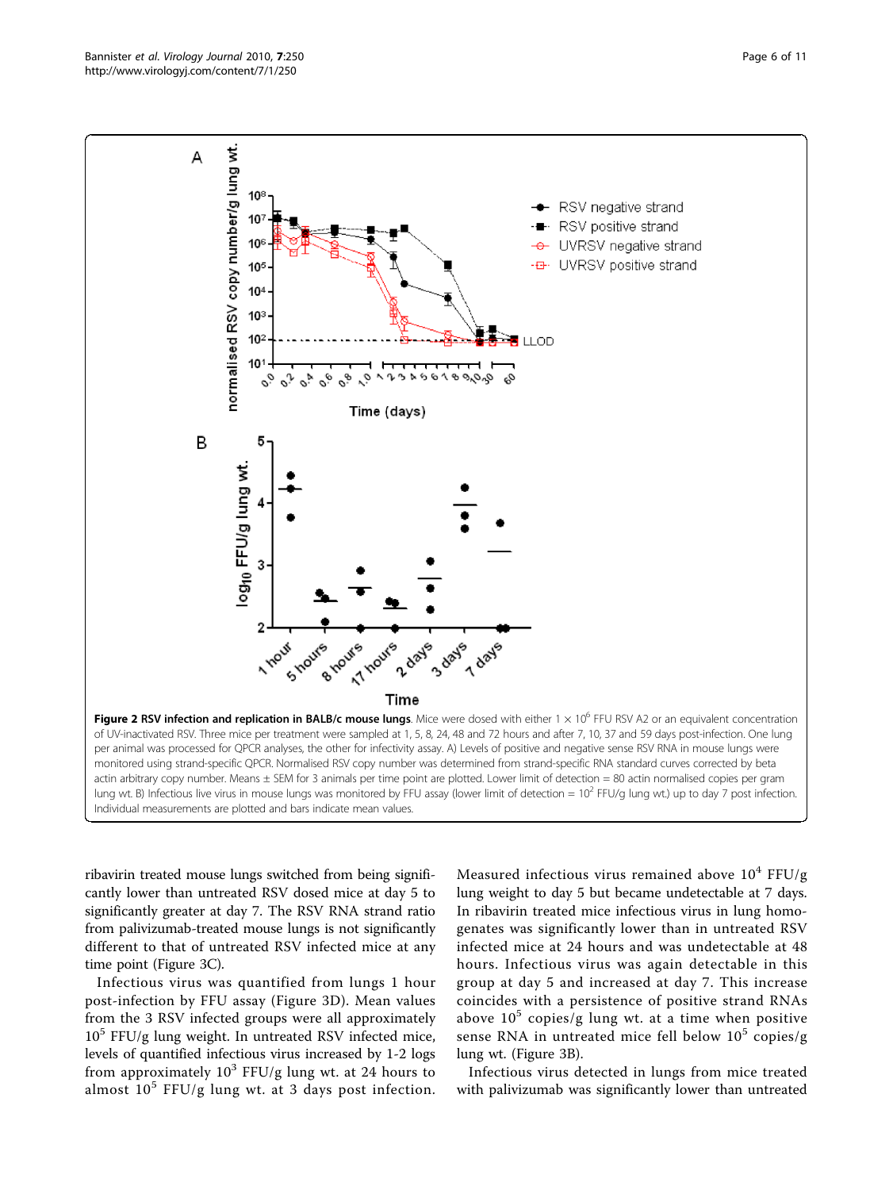**Figure 2 RSV infection and replication in BALB/c mouse lungs**. Mice were dosed with either $1 \times 10^6$ FFU RSV A2 or an equivalent concentration of UV-inactivated RSV. Three mice per treatment were sampled at 1, 5, 8, 24, 48 and 72 hours and after 7, 10, 37 and 59 days post-infection. One lung per animal was processed for QPCR analyses, the other for infectivity assay. A) Levels of positive and negative sense RSV RNA in mouse lungs were monitored using strand-specific QPCR. Normalised RSV copy number was determined from strand-specific RNA standard curves corrected by beta actin arbitrary copy number. Means ± SEM for 3 animals per time point are plotted. Lower limit of detection = 80 actin normalised copies per gram lung wt. B) Infectious live virus in mouse lungs was monitored by FFU assay (lower limit of detection = $10^2$ FFU/g lung wt.) up to day 7 post infection. Individual measurements are plotted and bars indicate mean values.

ribavirin treated mouse lungs switched from being significantly lower than untreated RSV dosed mice at day 5 to significantly greater at day 7. The RSV RNA strand ratio from palivizumab-treated mouse lungs is not significantly different to that of untreated RSV infected mice at any time point (Figure 3C).

Infectious virus was quantified from lungs 1 hour post-infection by FFU assay (Figure 3D). Mean values from the 3 RSV infected groups were all approximately $10^5$ FFU/g lung weight. In untreated RSV infected mice, levels of quantified infectious virus increased by 1-2 logs from approximately $10^3$ FFU/g lung wt. at 24 hours to almost $10^5$ FFU/g lung wt. at 3 days post infection. Measured infectious virus remained above $10^4$ FFU/g lung weight to day 5 but became undetectable at 7 days. In ribavirin treated mice infectious virus in lung homogenates was significantly lower than in untreated RSV infected mice at 24 hours and was undetectable at 48 hours. Infectious virus was again detectable in this group at day 5 and increased at day 7. This increase coincides with a persistence of positive strand RNAs above $10^5$ copies/g lung wt. at a time when positive sense RNA in untreated mice fell below $10^5$ copies/g lung wt. (Figure 3B).

Infectious virus detected in lungs from mice treated with palivizumab was significantly lower than untreated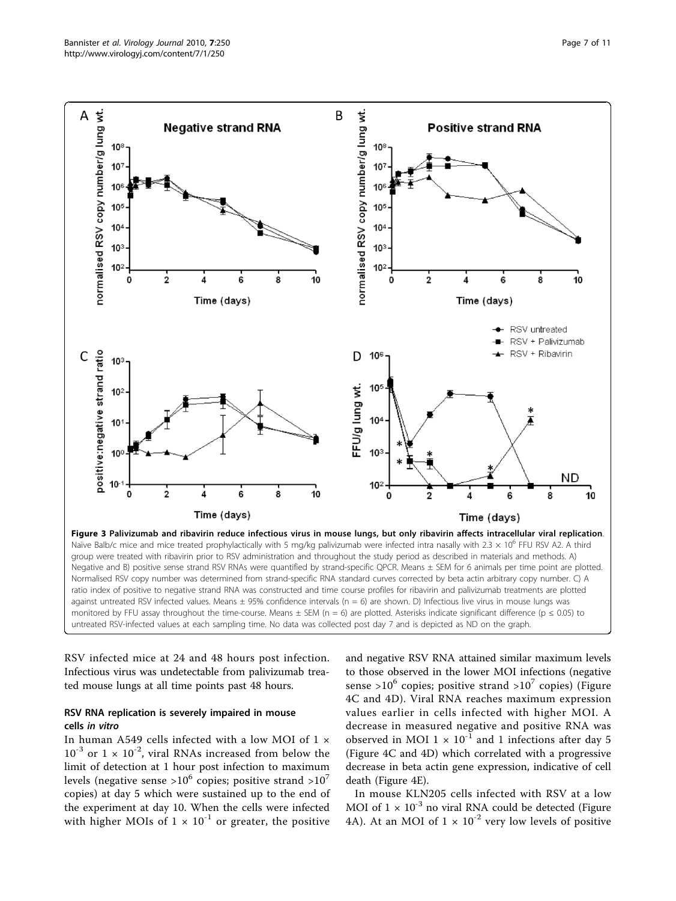**Figure 3 Palivizumab and ribavirin reduce infectious virus in mouse lungs, but only ribavirin affects intracellular viral replication.** Naïve Balb/c mice and mice treated prophylactically with 5 mg/kg palivizumab were infected intra nasally with $2.3 \times 10^6$ FFU RSV A2. A third group were treated with ribavirin prior to RSV administration and throughout the study period as described in materials and methods. A) Negative and B) positive sense strand RSV RNAs were quantified by strand-specific QPCR. Means ± SEM for 6 animals per time point are plotted. Normalised RSV copy number was determined from strand-specific RNA standard curves corrected by beta actin arbitrary copy number. C) A ratio index of positive to negative strand RNA was constructed and time course profiles for ribavirin and palivizumab treatments are plotted against untreated RSV infected values. Means ± 95% confidence intervals (n = 6) are shown. D) Infectious live virus in mouse lungs was monitored by FFU assay throughout the time-course. Means ± SEM (n = 6) are plotted. Asterisks indicate significant difference ($p \leq 0.05$) to untreated RSV-infected values at each sampling time. No data was collected post day 7 and is depicted as ND on the graph.

RSV infected mice at 24 and 48 hours post infection. Infectious virus was undetectable from palivizumab treated mouse lungs at all time points past 48 hours.

### RSV RNA replication is severely impaired in mouse cells *in vitro*

In human A549 cells infected with a low MOI of $1 \times 10^{-3}$ or $1 \times 10^{-2}$, viral RNAs increased from below the limit of detection at 1 hour post infection to maximum levels (negative sense $>10^6$ copies; positive strand $>10^7$ copies) at day 5 which were sustained up to the end of the experiment at day 10. When the cells were infected with higher MOIs of $1 \times 10^{-1}$ or greater, the positive and negative RSV RNA attained similar maximum levels to those observed in the lower MOI infections (negative sense $>10^6$ copies; positive strand $>10^7$ copies) (Figure 4C and 4D). Viral RNA reaches maximum expression values earlier in cells infected with higher MOI. A decrease in measured negative and positive RNA was observed in MOI $1 \times 10^{-1}$ and 1 infections after day 5 (Figure 4C and 4D) which correlated with a progressive decrease in beta actin gene expression, indicative of cell death (Figure 4E).

In mouse KLN205 cells infected with RSV at a low MOI of $1 \times 10^{-3}$ no viral RNA could be detected (Figure 4A). At an MOI of $1 \times 10^{-2}$ very low levels of positive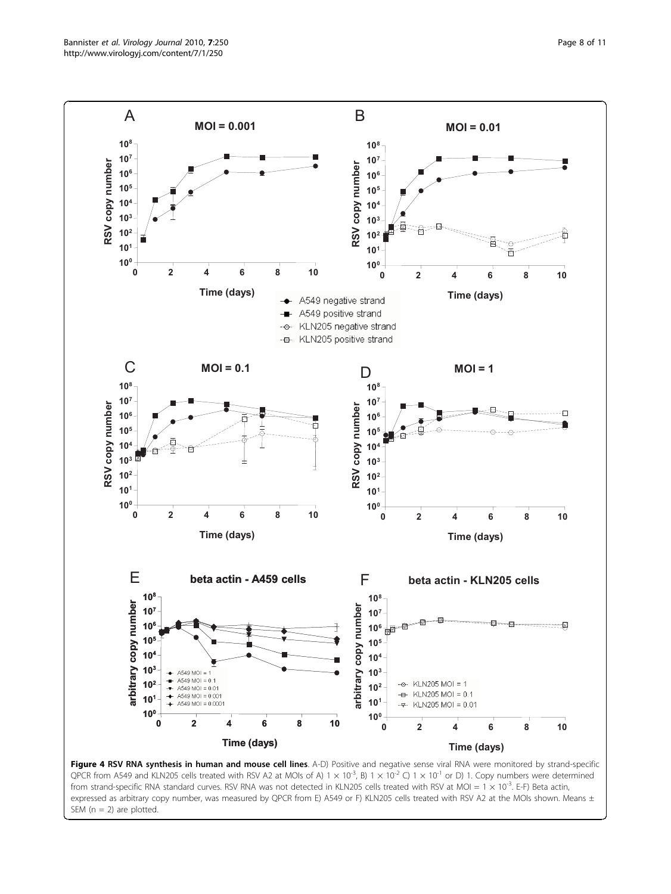**Figure 4 RSV RNA synthesis in human and mouse cell lines**. A-D) Positive and negative sense viral RNA were monitored by strand-specific QPCR from A549 and KLN205 cells treated with RSV A2 at MOIs of A) $1 \times 10^{-3}$, B) $1 \times 10^{-2}$ C) $1 \times 10^{-1}$ or D) 1. Copy numbers were determined from strand-specific RNA standard curves. RSV RNA was not detected in KLN205 cells treated with RSV at MOI = $1 \times 10^{-3}$. E-F) Beta actin, expressed as arbitrary copy number, was measured by QPCR from E) A549 or F) KLN205 cells treated with RSV A2 at the MOIs shown. Means ± SEM (n = 2) are plotted.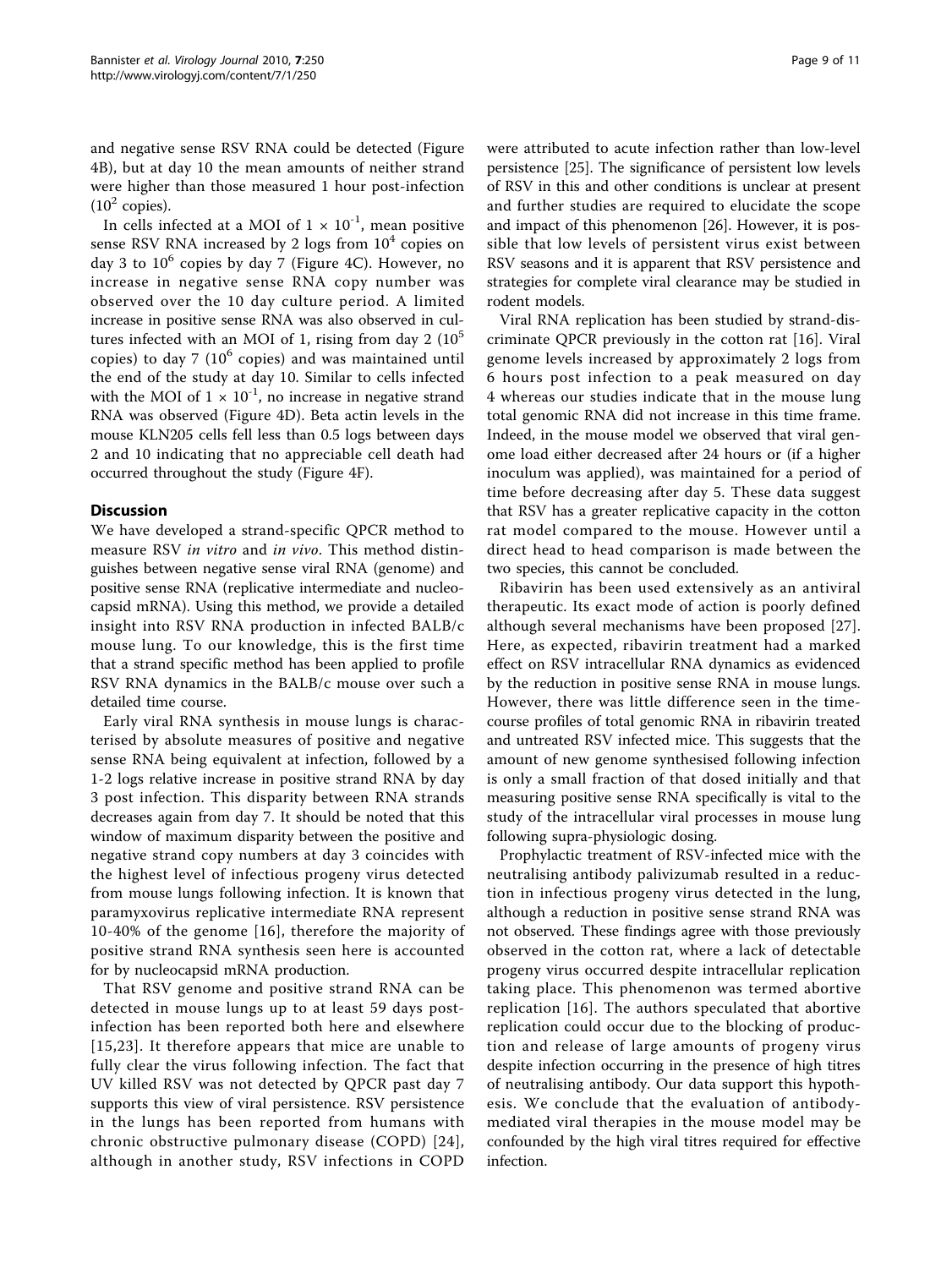and negative sense RSV RNA could be detected (Figure 4B), but at day 10 the mean amounts of neither strand were higher than those measured 1 hour post-infection ($10^2$ copies).

In cells infected at a MOI of $1 \times 10^{-1}$, mean positive sense RSV RNA increased by 2 logs from $10^4$ copies on day 3 to $10^6$ copies by day 7 (Figure 4C). However, no increase in negative sense RNA copy number was observed over the 10 day culture period. A limited increase in positive sense RNA was also observed in cultures infected with an MOI of 1, rising from day 2 ($10^5$ copies) to day 7 ($10^6$ copies) and was maintained until the end of the study at day 10. Similar to cells infected with the MOI of $1 \times 10^{-1}$, no increase in negative strand RNA was observed (Figure 4D). Beta actin levels in the mouse KLN205 cells fell less than 0.5 logs between days 2 and 10 indicating that no appreciable cell death had occurred throughout the study (Figure 4F).

## Discussion

We have developed a strand-specific QPCR method to measure RSV *in vitro* and *in vivo*. This method distinguishes between negative sense viral RNA (genome) and positive sense RNA (replicative intermediate and nucleocapsid mRNA). Using this method, we provide a detailed insight into RSV RNA production in infected BALB/c mouse lung. To our knowledge, this is the first time that a strand specific method has been applied to profile RSV RNA dynamics in the BALB/c mouse over such a detailed time course.

Early viral RNA synthesis in mouse lungs is characterised by absolute measures of positive and negative sense RNA being equivalent at infection, followed by a 1-2 logs relative increase in positive strand RNA by day 3 post infection. This disparity between RNA strands decreases again from day 7. It should be noted that this window of maximum disparity between the positive and negative strand copy numbers at day 3 coincides with the highest level of infectious progeny virus detected from mouse lungs following infection. It is known that paramyxovirus replicative intermediate RNA represent 10-40% of the genome [16], therefore the majority of positive strand RNA synthesis seen here is accounted for by nucleocapsid mRNA production.

That RSV genome and positive strand RNA can be detected in mouse lungs up to at least 59 days post-infection has been reported both here and elsewhere [15,23]. It therefore appears that mice are unable to fully clear the virus following infection. The fact that UV killed RSV was not detected by QPCR past day 7 supports this view of viral persistence. RSV persistence in the lungs has been reported from humans with chronic obstructive pulmonary disease (COPD) [24], although in another study, RSV infections in COPD were attributed to acute infection rather than low-level persistence [25]. The significance of persistent low levels of RSV in this and other conditions is unclear at present and further studies are required to elucidate the scope and impact of this phenomenon [26]. However, it is possible that low levels of persistent virus exist between RSV seasons and it is apparent that RSV persistence and strategies for complete viral clearance may be studied in rodent models.

Viral RNA replication has been studied by strand-discriminate QPCR previously in the cotton rat [16]. Viral genome levels increased by approximately 2 logs from 6 hours post infection to a peak measured on day 4 whereas our studies indicate that in the mouse lung total genomic RNA did not increase in this time frame. Indeed, in the mouse model we observed that viral genome load either decreased after 24 hours or (if a higher inoculum was applied), was maintained for a period of time before decreasing after day 5. These data suggest that RSV has a greater replicative capacity in the cotton rat model compared to the mouse. However until a direct head to head comparison is made between the two species, this cannot be concluded.

Ribavirin has been used extensively as an antiviral therapeutic. Its exact mode of action is poorly defined although several mechanisms have been proposed [27]. Here, as expected, ribavirin treatment had a marked effect on RSV intracellular RNA dynamics as evidenced by the reduction in positive sense RNA in mouse lungs. However, there was little difference seen in the time-course profiles of total genomic RNA in ribavirin treated and untreated RSV infected mice. This suggests that the amount of new genome synthesised following infection is only a small fraction of that dosed initially and that measuring positive sense RNA specifically is vital to the study of the intracellular viral processes in mouse lung following supra-physiologic dosing.

Prophylactic treatment of RSV-infected mice with the neutralising antibody palivizumab resulted in a reduction in infectious progeny virus detected in the lung, although a reduction in positive sense strand RNA was not observed. These findings agree with those previously observed in the cotton rat, where a lack of detectable progeny virus occurred despite intracellular replication taking place. This phenomenon was termed abortive replication [16]. The authors speculated that abortive replication could occur due to the blocking of production and release of large amounts of progeny virus despite infection occurring in the presence of high titres of neutralising antibody. Our data support this hypothesis. We conclude that the evaluation of antibody-mediated viral therapies in the mouse model may be confounded by the high viral titres required for effective infection.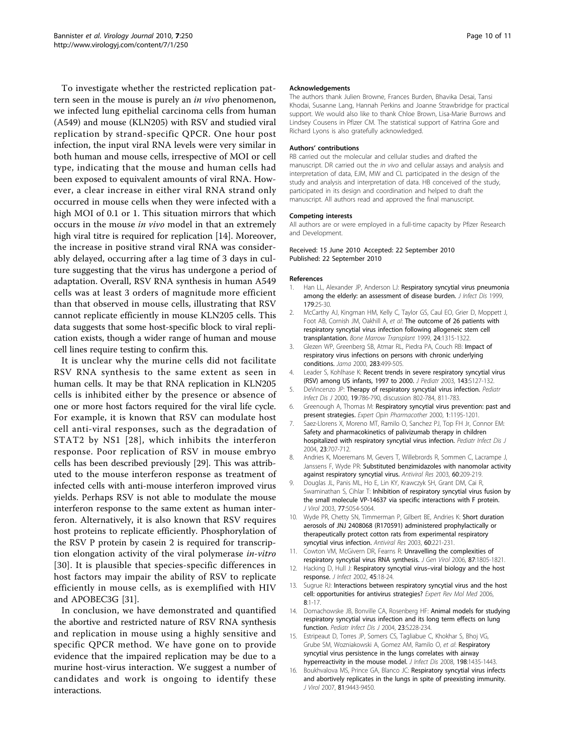To investigate whether the restricted replication pattern seen in the mouse is purely an *in vivo* phenomenon, we infected lung epithelial carcinoma cells from human (A549) and mouse (KLN205) with RSV and studied viral replication by strand-specific QPCR. One hour post infection, the input viral RNA levels were very similar in both human and mouse cells, irrespective of MOI or cell type, indicating that the mouse and human cells had been exposed to equivalent amounts of viral RNA. However, a clear increase in either viral RNA strand only occurred in mouse cells when they were infected with a high MOI of 0.1 or 1. This situation mirrors that which occurs in the mouse *in vivo* model in that an extremely high viral titre is required for replication [14]. Moreover, the increase in positive strand viral RNA was considerably delayed, occurring after a lag time of 3 days in culture suggesting that the virus has undergone a period of adaptation. Overall, RSV RNA synthesis in human A549 cells was at least 3 orders of magnitude more efficient than that observed in mouse cells, illustrating that RSV cannot replicate efficiently in mouse KLN205 cells. This data suggests that some host-specific block to viral replication exists, though a wider range of human and mouse cell lines require testing to confirm this.

It is unclear why the murine cells did not facilitate RSV RNA synthesis to the same extent as seen in human cells. It may be that RNA replication in KLN205 cells is inhibited either by the presence or absence of one or more host factors required for the viral life cycle. For example, it is known that RSV can modulate host cell anti-viral responses, such as the degradation of STAT2 by NS1 [28], which inhibits the interferon response. Poor replication of RSV in mouse embryo cells has been described previously [29]. This was attributed to the mouse interferon response as treatment of infected cells with anti-mouse interferon improved virus yields. Perhaps RSV is not able to modulate the mouse interferon response to the same extent as human interferon. Alternatively, it is also known that RSV requires host proteins to replicate efficiently. Phosphorylation of the RSV P protein by casein 2 is required for transcription elongation activity of the viral polymerase *in-vitro* [30]. It is plausible that species-specific differences in host factors may impair the ability of RSV to replicate efficiently in mouse cells, as is exemplified with HIV and APOBEC3G [31].

In conclusion, we have demonstrated and quantified the abortive and restricted nature of RSV RNA synthesis and replication in mouse using a highly sensitive and specific QPCR method. We have gone on to provide evidence that the impaired replication may be due to a murine host-virus interaction. We suggest a number of candidates and work is ongoing to identify these interactions.

#### Acknowledgements

The authors thank Julien Browne, Frances Burden, Bhavika Desai, Tansi Khodai, Susanne Lang, Hannah Perkins and Joanne Strawbridge for practical support. We would also like to thank Chloe Brown, Lisa-Marie Burrows and Lindsey Cousens in Pfizer CM. The statistical support of Katrina Gore and Richard Lyons is also gratefully acknowledged.

#### Authors' contributions

RB carried out the molecular and cellular studies and drafted the manuscript. DR carried out the *in vivo* and cellular assays and analysis and interpretation of data, EJM, MW and CL participated in the design of the study and analysis and interpretation of data. HB conceived of the study, participated in its design and coordination and helped to draft the manuscript. All authors read and approved the final manuscript.

#### Competing interests

All authors are or were employed in a full-time capacity by Pfizer Research and Development.

Received: 15 June 2010 Accepted: 22 September 2010
Published: 22 September 2010

#### References

1. Han LL, Alexander JP, Anderson LJ: **Respiratory syncytial virus pneumonia among the elderly: an assessment of disease burden.** *J Infect Dis* 1999, **179**:25-30.
2. McCarthy AJ, Kingman HM, Kelly C, Taylor GS, Caul EO, Grier D, Moppett J, Foot AB, Cornish JM, Oakhill A, *et al*: **The outcome of 26 patients with respiratory syncytial virus infection following allogeneic stem cell transplantation.** *Bone Marrow Transplant* 1999, **24**:1315-1322.
3. Glezen WP, Greenberg SB, Atmar RL, Piedra PA, Couch RB: **Impact of respiratory virus infections on persons with chronic underlying conditions.** *Jama* 2000, **283**:499-505.
4. Leader S, Kohlhase K: **Recent trends in severe respiratory syncytial virus (RSV) among US infants, 1997 to 2000.** *J Pediatr* 2003, **143**:S127-132.
5. DeVincenzo JP: **Therapy of respiratory syncytial virus infection.** *Pediatr Infect Dis J* 2000, **19**:786-790, discussion 802-784, 811-783.
6. Greenough A, Thomas M: **Respiratory syncytial virus prevention: past and present strategies.** *Expert Opin Pharmacother* 2000, **1**:1195-1201.
7. Saez-Llorens X, Moreno MT, Ramilo O, Sanchez PJ, Top FH Jr, Connor EM: **Safety and pharmacokinetics of palivizumab therapy in children hospitalized with respiratory syncytial virus infection.** *Pediatr Infect Dis J* 2004, **23**:707-712.
8. Andries K, Moeremans M, Gevers T, Willebrords R, Sommen C, Lacrampe J, Janssens F, Wyde PR: **Substituted benzimidazoles with nanomolar activity against respiratory syncytial virus.** *Antiviral Res* 2003, **60**:209-219.
9. Douglas JL, Panis ML, Ho E, Lin KY, Krawczyk SH, Grant DM, Cai R, Swaminathan S, Cihlar T: **Inhibition of respiratory syncytial virus fusion by the small molecule VP-14637 via specific interactions with F protein.** *J Virol* 2003, **77**:5054-5064.
10. Wyde PR, Chetty SN, Timmerman P, Gilbert BE, Andries K: **Short duration aerosols of JNJ 2408068 (R170591) administered prophylactically or therapeutically protect cotton rats from experimental respiratory syncytial virus infection.** *Antiviral Res* 2003, **60**:221-231.
11. Cowton VM, McGivern DR, Fearns R: **Unravelling the complexities of respiratory syncytial virus RNA synthesis.** *J Gen Virol* 2006, **87**:1805-1821.
12. Hacking D, Hull J: **Respiratory syncytial virus–viral biology and the host response.** *J Infect* 2002, **45**:18-24.
13. Sugrue RJ: **Interactions between respiratory syncytial virus and the host cell: opportunities for antivirus strategies?** *Expert Rev Mol Med* 2006, **8**:1-17.
14. Domachowske JB, Bonville CA, Rosenberg HF: **Animal models for studying respiratory syncytial virus infection and its long term effects on lung function.** *Pediatr Infect Dis J* 2004, **23**:S228-234.
15. Estripeaut D, Torres JP, Somers CS, Tagliabue C, Khokhar S, Bhoj VG, Grube SM, Wozniakowski A, Gomez AM, Ramilo O, *et al*: **Respiratory syncytial virus persistence in the lungs correlates with airway hyperreactivity in the mouse model.** *J Infect Dis* 2008, **198**:1435-1443.
16. Boukhvalova MS, Prince GA, Blanco JC: **Respiratory syncytial virus infects and abortively replicates in the lungs in spite of preexisting immunity.** *J Virol* 2007, **81**:9443-9450.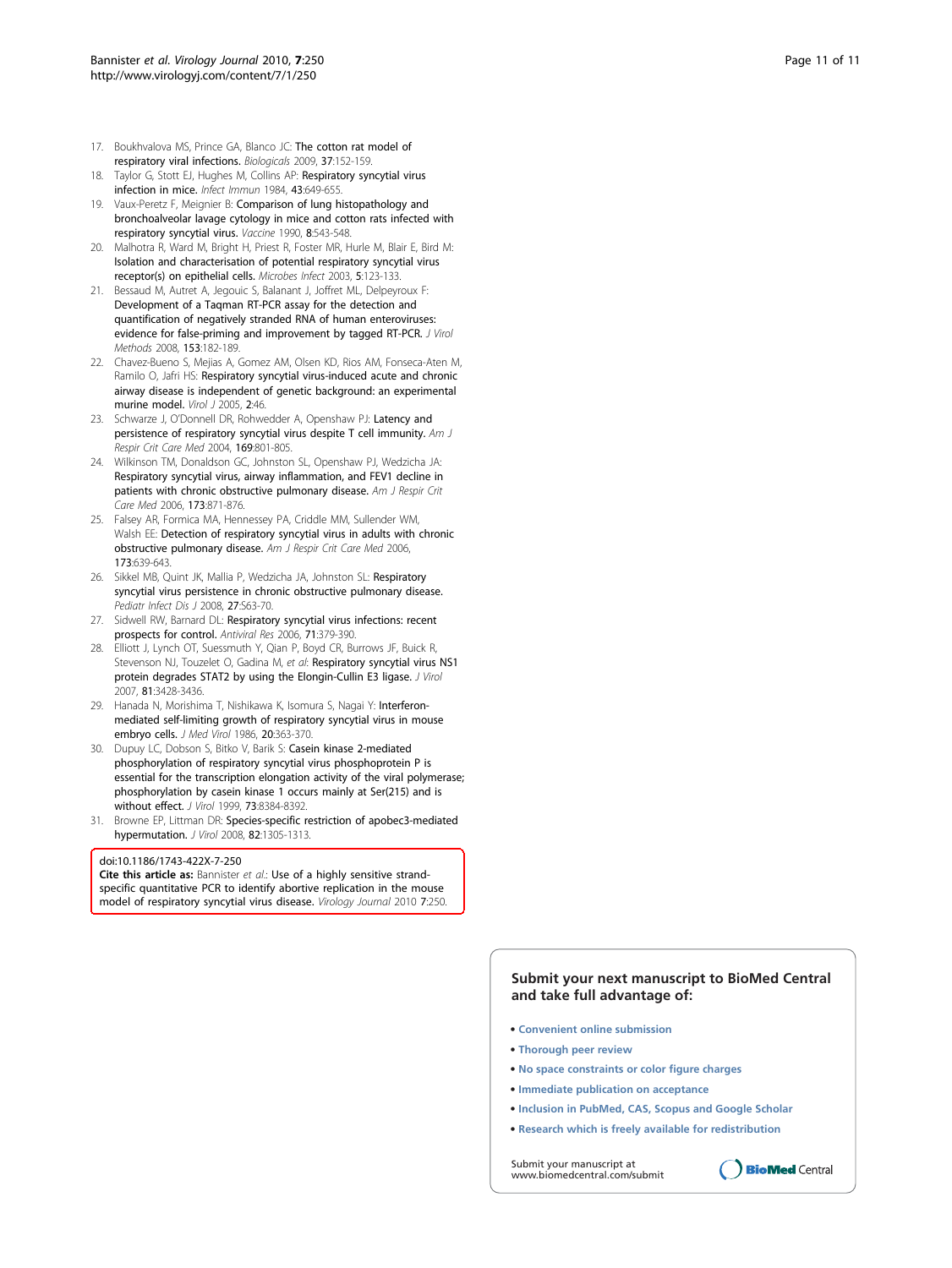17. Boukhvalova MS, Prince GA, Blanco JC: The cotton rat model of respiratory viral infections. *Biologicals* 2009, **37**:152-159.
18. Taylor G, Stott EJ, Hughes M, Collins AP: Respiratory syncytial virus infection in mice. *Infect Immun* 1984, **43**:649-655.
19. Vaux-Peretz F, Meignier B: Comparison of lung histopathology and bronchoalveolar lavage cytology in mice and cotton rats infected with respiratory syncytial virus. *Vaccine* 1990, **8**:543-548.
20. Malhotra R, Ward M, Bright H, Priest R, Foster MR, Hurle M, Blair E, Bird M: Isolation and characterisation of potential respiratory syncytial virus receptor(s) on epithelial cells. *Microbes Infect* 2003, **5**:123-133.
21. Bessaud M, Autret A, Jegouic S, Balanant J, Joffret ML, Delpeyroux F: Development of a Taqman RT-PCR assay for the detection and quantification of negatively stranded RNA of human enteroviruses: evidence for false-priming and improvement by tagged RT-PCR. *J Virol Methods* 2008, **153**:182-189.
22. Chavez-Bueno S, Mejias A, Gomez AM, Olsen KD, Rios AM, Fonseca-Aten M, Ramilo O, Jafri HS: Respiratory syncytial virus-induced acute and chronic airway disease is independent of genetic background: an experimental murine model. *Virol J* 2005, **2**:46.
23. Schwarze J, O'Donnell DR, Rohwedder A, Openshaw PJ: Latency and persistence of respiratory syncytial virus despite T cell immunity. *Am J Respir Crit Care Med* 2004, **169**:801-805.
24. Wilkinson TM, Donaldson GC, Johnston SL, Openshaw PJ, Wedzicha JA: Respiratory syncytial virus, airway inflammation, and FEV1 decline in patients with chronic obstructive pulmonary disease. *Am J Respir Crit Care Med* 2006, **173**:871-876.
25. Falsey AR, Formica MA, Hennessey PA, Criddle MM, Sullender WM, Walsh EE: Detection of respiratory syncytial virus in adults with chronic obstructive pulmonary disease. *Am J Respir Crit Care Med* 2006, **173**:639-643.
26. Sikkel MB, Quint JK, Mallia P, Wedzicha JA, Johnston SL: Respiratory syncytial virus persistence in chronic obstructive pulmonary disease. *Pediatr Infect Dis J* 2008, **27**:S63-70.
27. Sidwell RW, Barnard DL: Respiratory syncytial virus infections: recent prospects for control. *Antiviral Res* 2006, **71**:379-390.
28. Elliott J, Lynch OT, Suessmuth Y, Qian P, Boyd CR, Burrows JF, Buick R, Stevenson NJ, Touzelet O, Gadina M, *et al*: Respiratory syncytial virus NS1 protein degrades STAT2 by using the Elongin-Cullin E3 ligase. *J Virol* 2007, **81**:3428-3436.
29. Hanada N, Morishima T, Nishikawa K, Isomura S, Nagai Y: Interferon-mediated self-limiting growth of respiratory syncytial virus in mouse embryo cells. *J Med Virol* 1986, **20**:363-370.
30. Dupuy LC, Dobson S, Bitko V, Barik S: Casein kinase 2-mediated phosphorylation of respiratory syncytial virus phosphoprotein P is essential for the transcription elongation activity of the viral polymerase; phosphorylation by casein kinase 1 occurs mainly at Ser(215) and is without effect. *J Virol* 1999, **73**:8384-8392.
31. Browne EP, Littman DR: Species-specific restriction of apobec3-mediated hypermutation. *J Virol* 2008, **82**:1305-1313.

doi:10.1186/1743-422X-7-250

**Cite this article as:** Bannister *et al.*: Use of a highly sensitive strand-specific quantitative PCR to identify abortive replication in the mouse model of respiratory syncytial virus disease. *Virology Journal* 2010 **7**:250.

**Submit your next manuscript to BioMed Central and take full advantage of:**

- Convenient online submission
- Thorough peer review
- No space constraints or color figure charges
- Immediate publication on acceptance
- Inclusion in PubMed, CAS, Scopus and Google Scholar
- Research which is freely available for redistribution

Submit your manuscript at www.biomedcentral.com/submit

BioMed Central